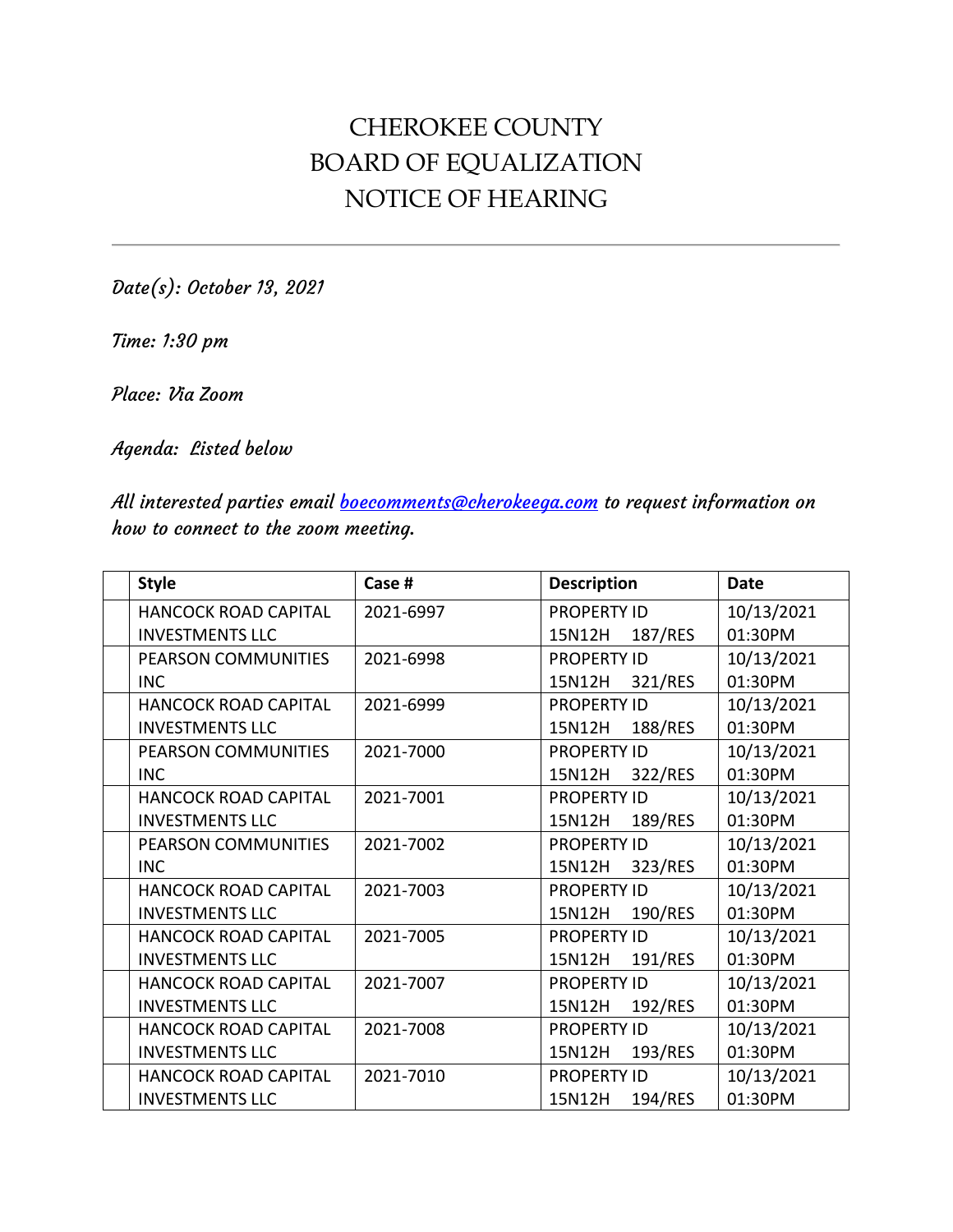# CHEROKEE COUNTY
# BOARD OF EQUALIZATION
# NOTICE OF HEARING

---

*Date(s): October 13, 2021*

*Time: 1:30 pm*

*Place: Via Zoom*

*Agenda: Listed below*

*All interested parties email boecomments@cherokeega.com to request information on how to connect to the zoom meeting.*

| | Style | Case # | Description | Date |
|---|---|---|---|---|
| | HANCOCK ROAD CAPITAL INVESTMENTS LLC | 2021-6997 | PROPERTY ID 15N12H 187/RES | 10/13/2021 01:30PM |
| | PEARSON COMMUNITIES INC | 2021-6998 | PROPERTY ID 15N12H 321/RES | 10/13/2021 01:30PM |
| | HANCOCK ROAD CAPITAL INVESTMENTS LLC | 2021-6999 | PROPERTY ID 15N12H 188/RES | 10/13/2021 01:30PM |
| | PEARSON COMMUNITIES INC | 2021-7000 | PROPERTY ID 15N12H 322/RES | 10/13/2021 01:30PM |
| | HANCOCK ROAD CAPITAL INVESTMENTS LLC | 2021-7001 | PROPERTY ID 15N12H 189/RES | 10/13/2021 01:30PM |
| | PEARSON COMMUNITIES INC | 2021-7002 | PROPERTY ID 15N12H 323/RES | 10/13/2021 01:30PM |
| | HANCOCK ROAD CAPITAL INVESTMENTS LLC | 2021-7003 | PROPERTY ID 15N12H 190/RES | 10/13/2021 01:30PM |
| | HANCOCK ROAD CAPITAL INVESTMENTS LLC | 2021-7005 | PROPERTY ID 15N12H 191/RES | 10/13/2021 01:30PM |
| | HANCOCK ROAD CAPITAL INVESTMENTS LLC | 2021-7007 | PROPERTY ID 15N12H 192/RES | 10/13/2021 01:30PM |
| | HANCOCK ROAD CAPITAL INVESTMENTS LLC | 2021-7008 | PROPERTY ID 15N12H 193/RES | 10/13/2021 01:30PM |
| | HANCOCK ROAD CAPITAL INVESTMENTS LLC | 2021-7010 | PROPERTY ID 15N12H 194/RES | 10/13/2021 01:30PM |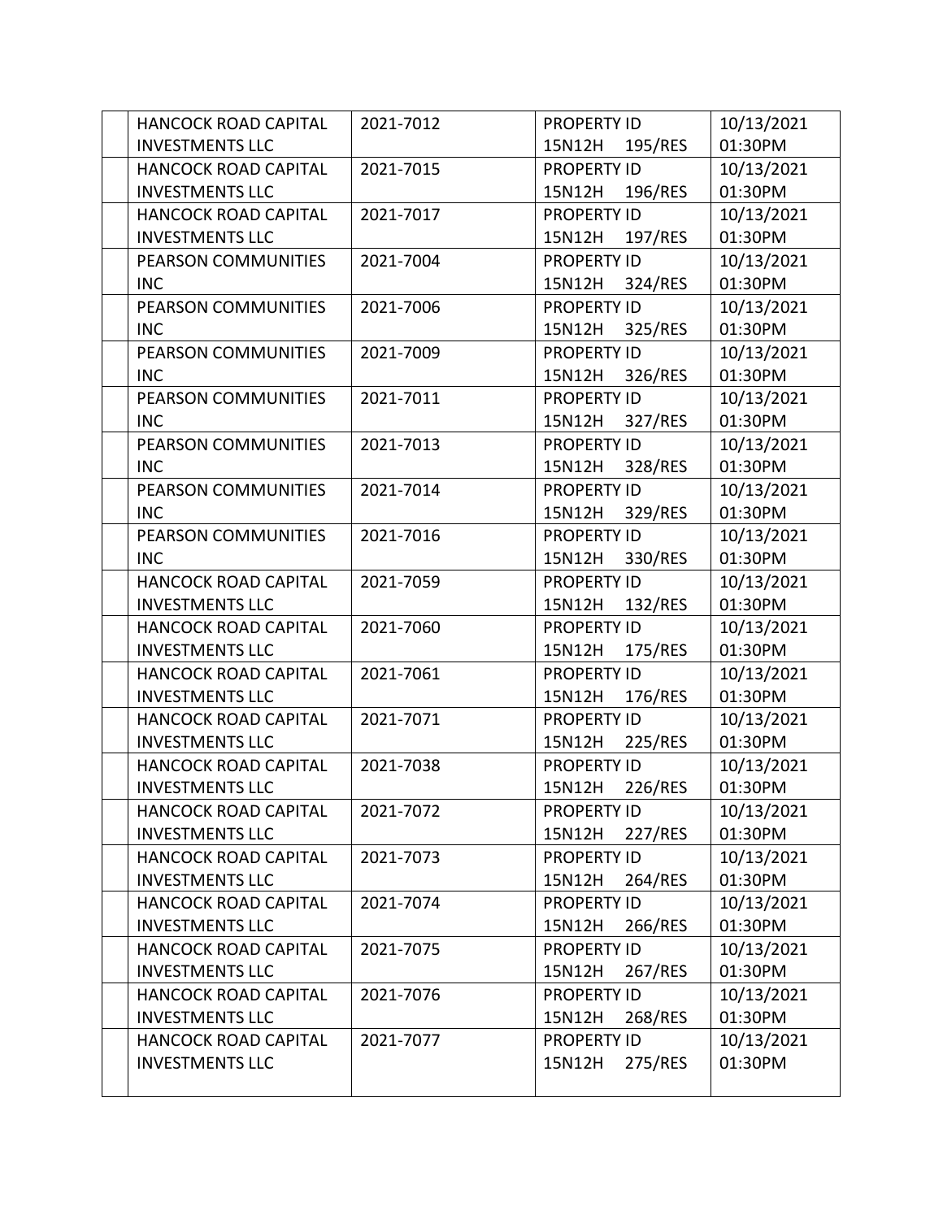|  |  |  |  |  |
| --- | --- | --- | --- | --- |
|  | HANCOCK ROAD CAPITAL INVESTMENTS LLC | 2021-7012 | PROPERTY ID 15N12H 195/RES | 10/13/2021 01:30PM |
|  | HANCOCK ROAD CAPITAL INVESTMENTS LLC | 2021-7015 | PROPERTY ID 15N12H 196/RES | 10/13/2021 01:30PM |
|  | HANCOCK ROAD CAPITAL INVESTMENTS LLC | 2021-7017 | PROPERTY ID 15N12H 197/RES | 10/13/2021 01:30PM |
|  | PEARSON COMMUNITIES INC | 2021-7004 | PROPERTY ID 15N12H 324/RES | 10/13/2021 01:30PM |
|  | PEARSON COMMUNITIES INC | 2021-7006 | PROPERTY ID 15N12H 325/RES | 10/13/2021 01:30PM |
|  | PEARSON COMMUNITIES INC | 2021-7009 | PROPERTY ID 15N12H 326/RES | 10/13/2021 01:30PM |
|  | PEARSON COMMUNITIES INC | 2021-7011 | PROPERTY ID 15N12H 327/RES | 10/13/2021 01:30PM |
|  | PEARSON COMMUNITIES INC | 2021-7013 | PROPERTY ID 15N12H 328/RES | 10/13/2021 01:30PM |
|  | PEARSON COMMUNITIES INC | 2021-7014 | PROPERTY ID 15N12H 329/RES | 10/13/2021 01:30PM |
|  | PEARSON COMMUNITIES INC | 2021-7016 | PROPERTY ID 15N12H 330/RES | 10/13/2021 01:30PM |
|  | HANCOCK ROAD CAPITAL INVESTMENTS LLC | 2021-7059 | PROPERTY ID 15N12H 132/RES | 10/13/2021 01:30PM |
|  | HANCOCK ROAD CAPITAL INVESTMENTS LLC | 2021-7060 | PROPERTY ID 15N12H 175/RES | 10/13/2021 01:30PM |
|  | HANCOCK ROAD CAPITAL INVESTMENTS LLC | 2021-7061 | PROPERTY ID 15N12H 176/RES | 10/13/2021 01:30PM |
|  | HANCOCK ROAD CAPITAL INVESTMENTS LLC | 2021-7071 | PROPERTY ID 15N12H 225/RES | 10/13/2021 01:30PM |
|  | HANCOCK ROAD CAPITAL INVESTMENTS LLC | 2021-7038 | PROPERTY ID 15N12H 226/RES | 10/13/2021 01:30PM |
|  | HANCOCK ROAD CAPITAL INVESTMENTS LLC | 2021-7072 | PROPERTY ID 15N12H 227/RES | 10/13/2021 01:30PM |
|  | HANCOCK ROAD CAPITAL INVESTMENTS LLC | 2021-7073 | PROPERTY ID 15N12H 264/RES | 10/13/2021 01:30PM |
|  | HANCOCK ROAD CAPITAL INVESTMENTS LLC | 2021-7074 | PROPERTY ID 15N12H 266/RES | 10/13/2021 01:30PM |
|  | HANCOCK ROAD CAPITAL INVESTMENTS LLC | 2021-7075 | PROPERTY ID 15N12H 267/RES | 10/13/2021 01:30PM |
|  | HANCOCK ROAD CAPITAL INVESTMENTS LLC | 2021-7076 | PROPERTY ID 15N12H 268/RES | 10/13/2021 01:30PM |
|  | HANCOCK ROAD CAPITAL INVESTMENTS LLC | 2021-7077 | PROPERTY ID 15N12H 275/RES | 10/13/2021 01:30PM |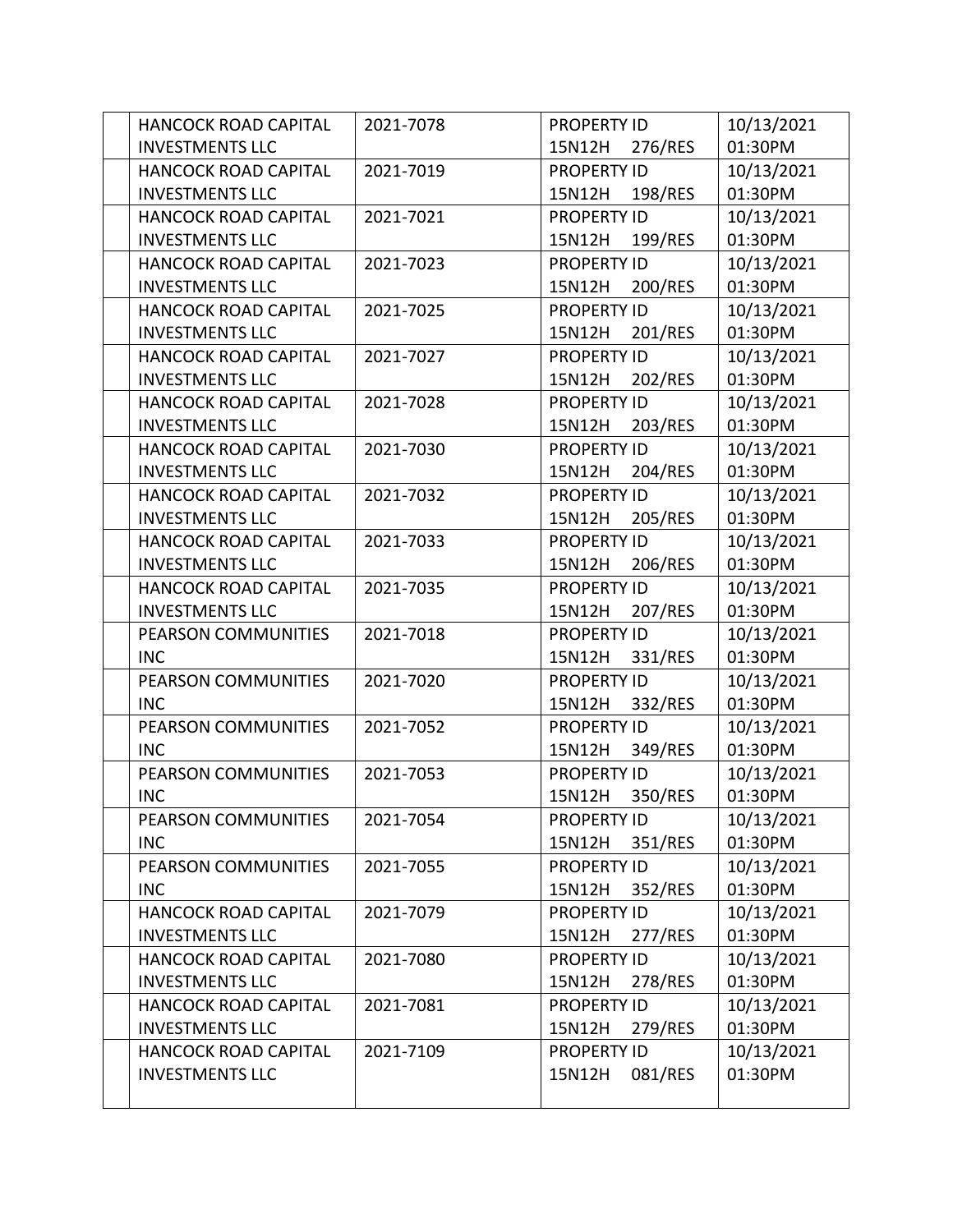| | | | | |
|---|---|---|---|---|
| | HANCOCK ROAD CAPITAL INVESTMENTS LLC | 2021-7078 | PROPERTY ID 15N12H 276/RES | 10/13/2021 01:30PM |
| | HANCOCK ROAD CAPITAL INVESTMENTS LLC | 2021-7019 | PROPERTY ID 15N12H 198/RES | 10/13/2021 01:30PM |
| | HANCOCK ROAD CAPITAL INVESTMENTS LLC | 2021-7021 | PROPERTY ID 15N12H 199/RES | 10/13/2021 01:30PM |
| | HANCOCK ROAD CAPITAL INVESTMENTS LLC | 2021-7023 | PROPERTY ID 15N12H 200/RES | 10/13/2021 01:30PM |
| | HANCOCK ROAD CAPITAL INVESTMENTS LLC | 2021-7025 | PROPERTY ID 15N12H 201/RES | 10/13/2021 01:30PM |
| | HANCOCK ROAD CAPITAL INVESTMENTS LLC | 2021-7027 | PROPERTY ID 15N12H 202/RES | 10/13/2021 01:30PM |
| | HANCOCK ROAD CAPITAL INVESTMENTS LLC | 2021-7028 | PROPERTY ID 15N12H 203/RES | 10/13/2021 01:30PM |
| | HANCOCK ROAD CAPITAL INVESTMENTS LLC | 2021-7030 | PROPERTY ID 15N12H 204/RES | 10/13/2021 01:30PM |
| | HANCOCK ROAD CAPITAL INVESTMENTS LLC | 2021-7032 | PROPERTY ID 15N12H 205/RES | 10/13/2021 01:30PM |
| | HANCOCK ROAD CAPITAL INVESTMENTS LLC | 2021-7033 | PROPERTY ID 15N12H 206/RES | 10/13/2021 01:30PM |
| | HANCOCK ROAD CAPITAL INVESTMENTS LLC | 2021-7035 | PROPERTY ID 15N12H 207/RES | 10/13/2021 01:30PM |
| | PEARSON COMMUNITIES INC | 2021-7018 | PROPERTY ID 15N12H 331/RES | 10/13/2021 01:30PM |
| | PEARSON COMMUNITIES INC | 2021-7020 | PROPERTY ID 15N12H 332/RES | 10/13/2021 01:30PM |
| | PEARSON COMMUNITIES INC | 2021-7052 | PROPERTY ID 15N12H 349/RES | 10/13/2021 01:30PM |
| | PEARSON COMMUNITIES INC | 2021-7053 | PROPERTY ID 15N12H 350/RES | 10/13/2021 01:30PM |
| | PEARSON COMMUNITIES INC | 2021-7054 | PROPERTY ID 15N12H 351/RES | 10/13/2021 01:30PM |
| | PEARSON COMMUNITIES INC | 2021-7055 | PROPERTY ID 15N12H 352/RES | 10/13/2021 01:30PM |
| | HANCOCK ROAD CAPITAL INVESTMENTS LLC | 2021-7079 | PROPERTY ID 15N12H 277/RES | 10/13/2021 01:30PM |
| | HANCOCK ROAD CAPITAL INVESTMENTS LLC | 2021-7080 | PROPERTY ID 15N12H 278/RES | 10/13/2021 01:30PM |
| | HANCOCK ROAD CAPITAL INVESTMENTS LLC | 2021-7081 | PROPERTY ID 15N12H 279/RES | 10/13/2021 01:30PM |
| | HANCOCK ROAD CAPITAL INVESTMENTS LLC | 2021-7109 | PROPERTY ID 15N12H 081/RES | 10/13/2021 01:30PM |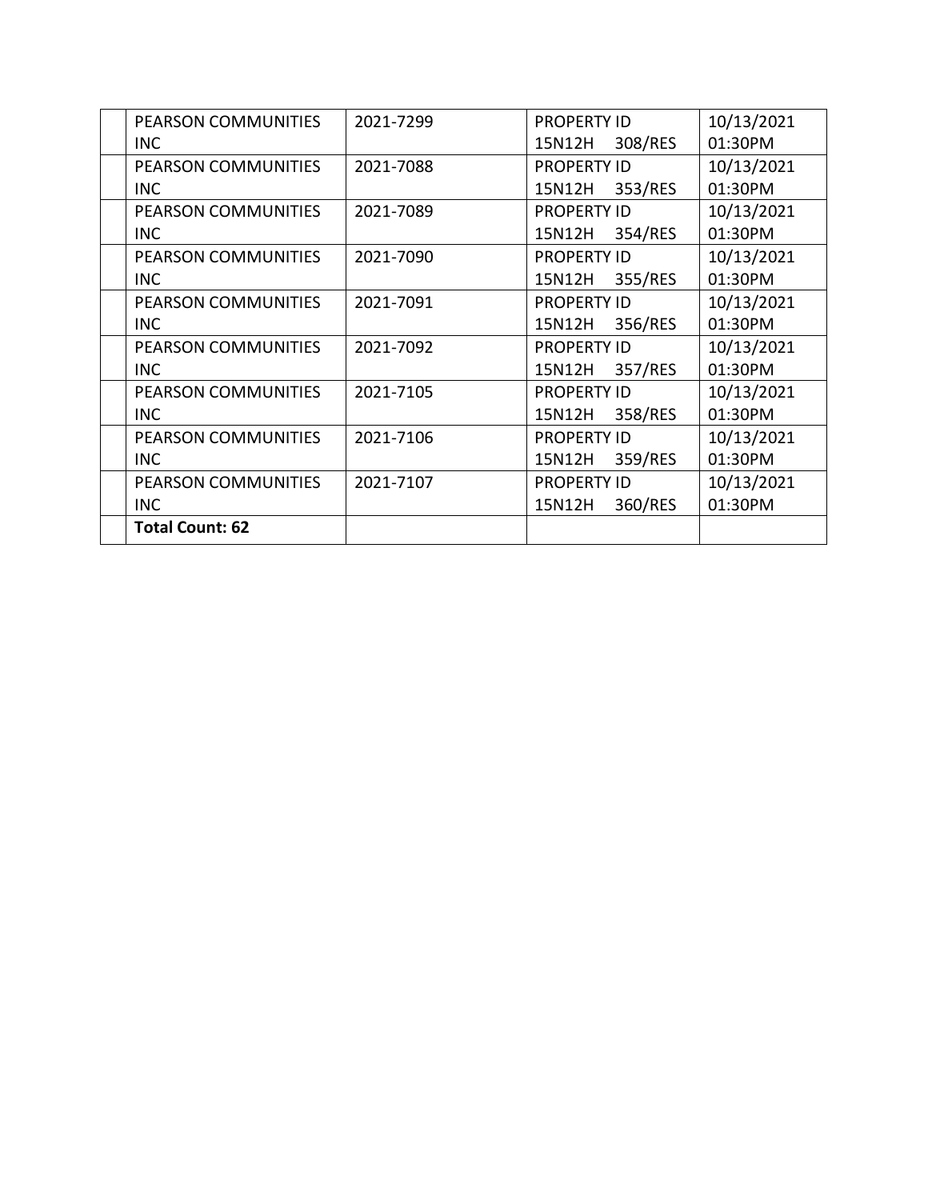| | | | | |
|---|---|---|---|---|
| | PEARSON COMMUNITIES INC | 2021-7299 | PROPERTY ID 15N12H 308/RES | 10/13/2021 01:30PM |
| | PEARSON COMMUNITIES INC | 2021-7088 | PROPERTY ID 15N12H 353/RES | 10/13/2021 01:30PM |
| | PEARSON COMMUNITIES INC | 2021-7089 | PROPERTY ID 15N12H 354/RES | 10/13/2021 01:30PM |
| | PEARSON COMMUNITIES INC | 2021-7090 | PROPERTY ID 15N12H 355/RES | 10/13/2021 01:30PM |
| | PEARSON COMMUNITIES INC | 2021-7091 | PROPERTY ID 15N12H 356/RES | 10/13/2021 01:30PM |
| | PEARSON COMMUNITIES INC | 2021-7092 | PROPERTY ID 15N12H 357/RES | 10/13/2021 01:30PM |
| | PEARSON COMMUNITIES INC | 2021-7105 | PROPERTY ID 15N12H 358/RES | 10/13/2021 01:30PM |
| | PEARSON COMMUNITIES INC | 2021-7106 | PROPERTY ID 15N12H 359/RES | 10/13/2021 01:30PM |
| | PEARSON COMMUNITIES INC | 2021-7107 | PROPERTY ID 15N12H 360/RES | 10/13/2021 01:30PM |
| | **Total Count: 62** | | | |